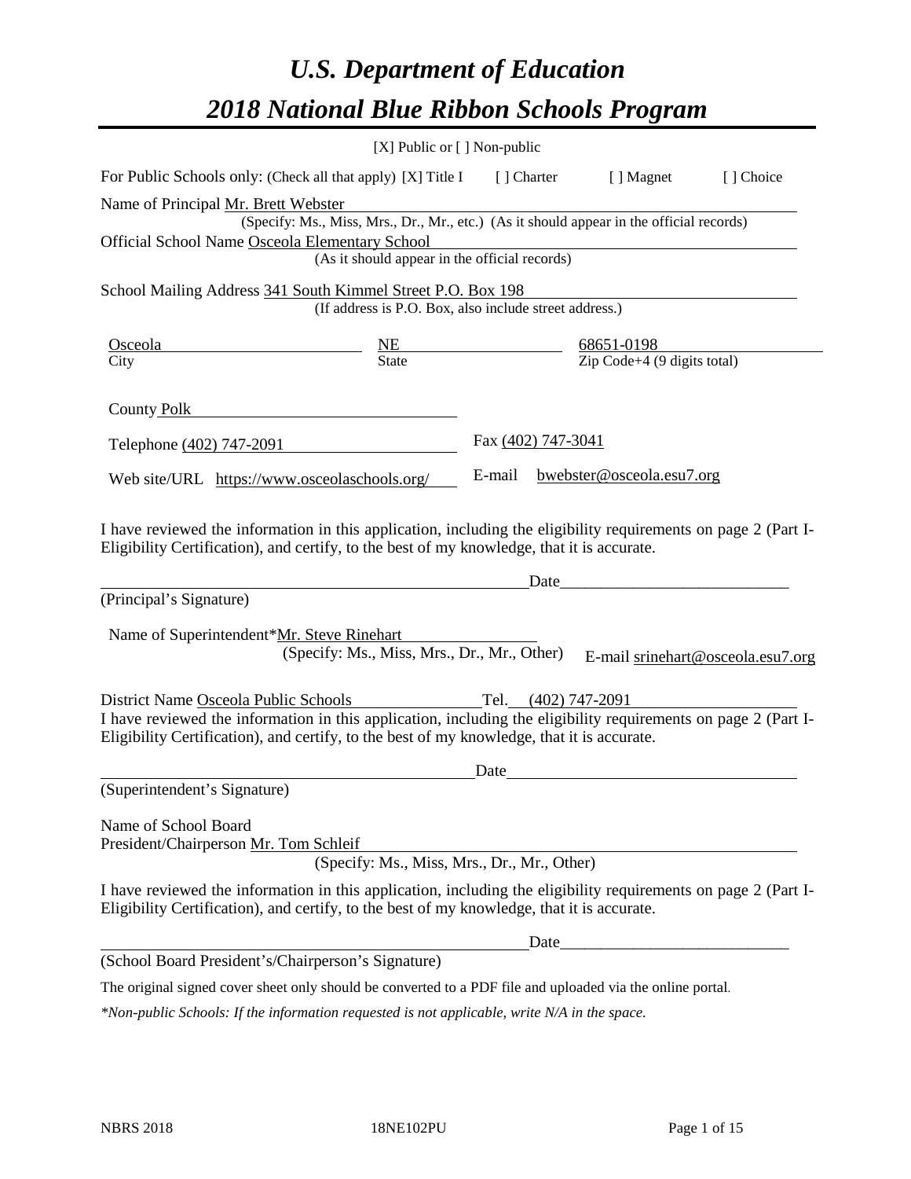# *U.S. Department of Education*

# *2018 National Blue Ribbon Schools Program*

[X] Public or [ ] Non-public

For Public Schools only: (Check all that apply) [X] Title I [ ] Charter [ ] Magnet [ ] Choice

Name of Principal Mr. Brett Webster

(Specify: Ms., Miss, Mrs., Dr., Mr., etc.) (As it should appear in the official records)

Official School Name Osceola Elementary School

(As it should appear in the official records)

School Mailing Address 341 South Kimmel Street P.O. Box 198

(If address is P.O. Box, also include street address.)

| City | State | Zip Code+4 (9 digits total) |
|---|---|---|
| Osceola | NE | 68651-0198 |

County Polk

Telephone (402) 747-2091

Fax (402) 747-3041

Web site/URL https://www.osceolaschools.org/

E-mail bwebster@osceola.esu7.org

I have reviewed the information in this application, including the eligibility requirements on page 2 (Part I-Eligibility Certification), and certify, to the best of my knowledge, that it is accurate.

_______________________________________________ Date____________________________

(Principal's Signature)

Name of Superintendent*Mr. Steve Rinehart

(Specify: Ms., Miss, Mrs., Dr., Mr., Other)

E-mail srinehart@osceola.esu7.org

District Name Osceola Public Schools Tel. (402) 747-2091

I have reviewed the information in this application, including the eligibility requirements on page 2 (Part I-Eligibility Certification), and certify, to the best of my knowledge, that it is accurate.

_______________________________________________ Date____________________________

(Superintendent's Signature)

Name of School Board

President/Chairperson Mr. Tom Schleif

(Specify: Ms., Miss, Mrs., Dr., Mr., Other)

I have reviewed the information in this application, including the eligibility requirements on page 2 (Part I-Eligibility Certification), and certify, to the best of my knowledge, that it is accurate.

_______________________________________________ Date____________________________

(School Board President's/Chairperson's Signature)

The original signed cover sheet only should be converted to a PDF file and uploaded via the online portal.

*\*Non-public Schools: If the information requested is not applicable, write N/A in the space.*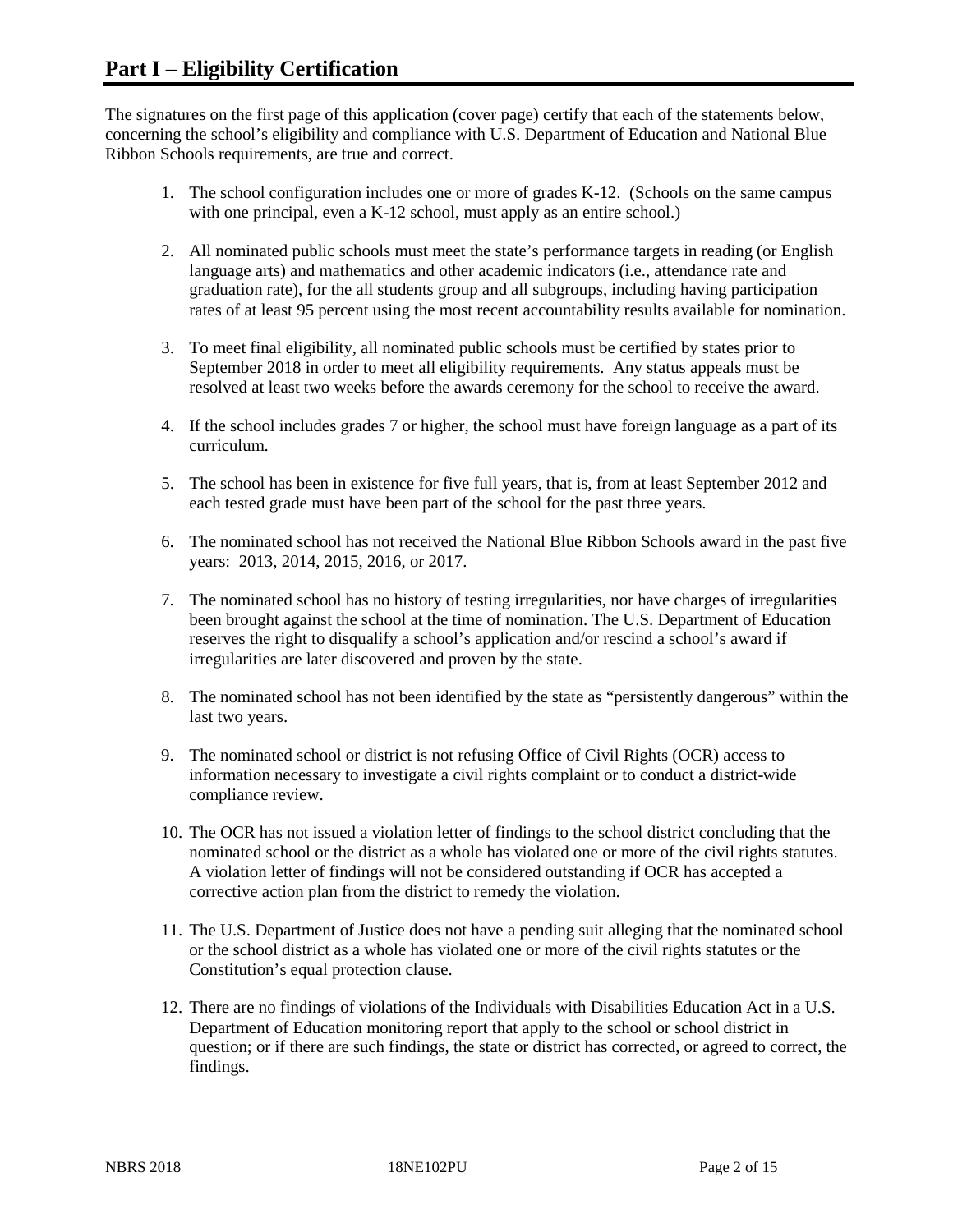# Part I – Eligibility Certification

The signatures on the first page of this application (cover page) certify that each of the statements below, concerning the school's eligibility and compliance with U.S. Department of Education and National Blue Ribbon Schools requirements, are true and correct.

1. The school configuration includes one or more of grades K-12. (Schools on the same campus with one principal, even a K-12 school, must apply as an entire school.)
2. All nominated public schools must meet the state's performance targets in reading (or English language arts) and mathematics and other academic indicators (i.e., attendance rate and graduation rate), for the all students group and all subgroups, including having participation rates of at least 95 percent using the most recent accountability results available for nomination.
3. To meet final eligibility, all nominated public schools must be certified by states prior to September 2018 in order to meet all eligibility requirements. Any status appeals must be resolved at least two weeks before the awards ceremony for the school to receive the award.
4. If the school includes grades 7 or higher, the school must have foreign language as a part of its curriculum.
5. The school has been in existence for five full years, that is, from at least September 2012 and each tested grade must have been part of the school for the past three years.
6. The nominated school has not received the National Blue Ribbon Schools award in the past five years: 2013, 2014, 2015, 2016, or 2017.
7. The nominated school has no history of testing irregularities, nor have charges of irregularities been brought against the school at the time of nomination. The U.S. Department of Education reserves the right to disqualify a school's application and/or rescind a school's award if irregularities are later discovered and proven by the state.
8. The nominated school has not been identified by the state as "persistently dangerous" within the last two years.
9. The nominated school or district is not refusing Office of Civil Rights (OCR) access to information necessary to investigate a civil rights complaint or to conduct a district-wide compliance review.
10. The OCR has not issued a violation letter of findings to the school district concluding that the nominated school or the district as a whole has violated one or more of the civil rights statutes. A violation letter of findings will not be considered outstanding if OCR has accepted a corrective action plan from the district to remedy the violation.
11. The U.S. Department of Justice does not have a pending suit alleging that the nominated school or the school district as a whole has violated one or more of the civil rights statutes or the Constitution's equal protection clause.
12. There are no findings of violations of the Individuals with Disabilities Education Act in a U.S. Department of Education monitoring report that apply to the school or school district in question; or if there are such findings, the state or district has corrected, or agreed to correct, the findings.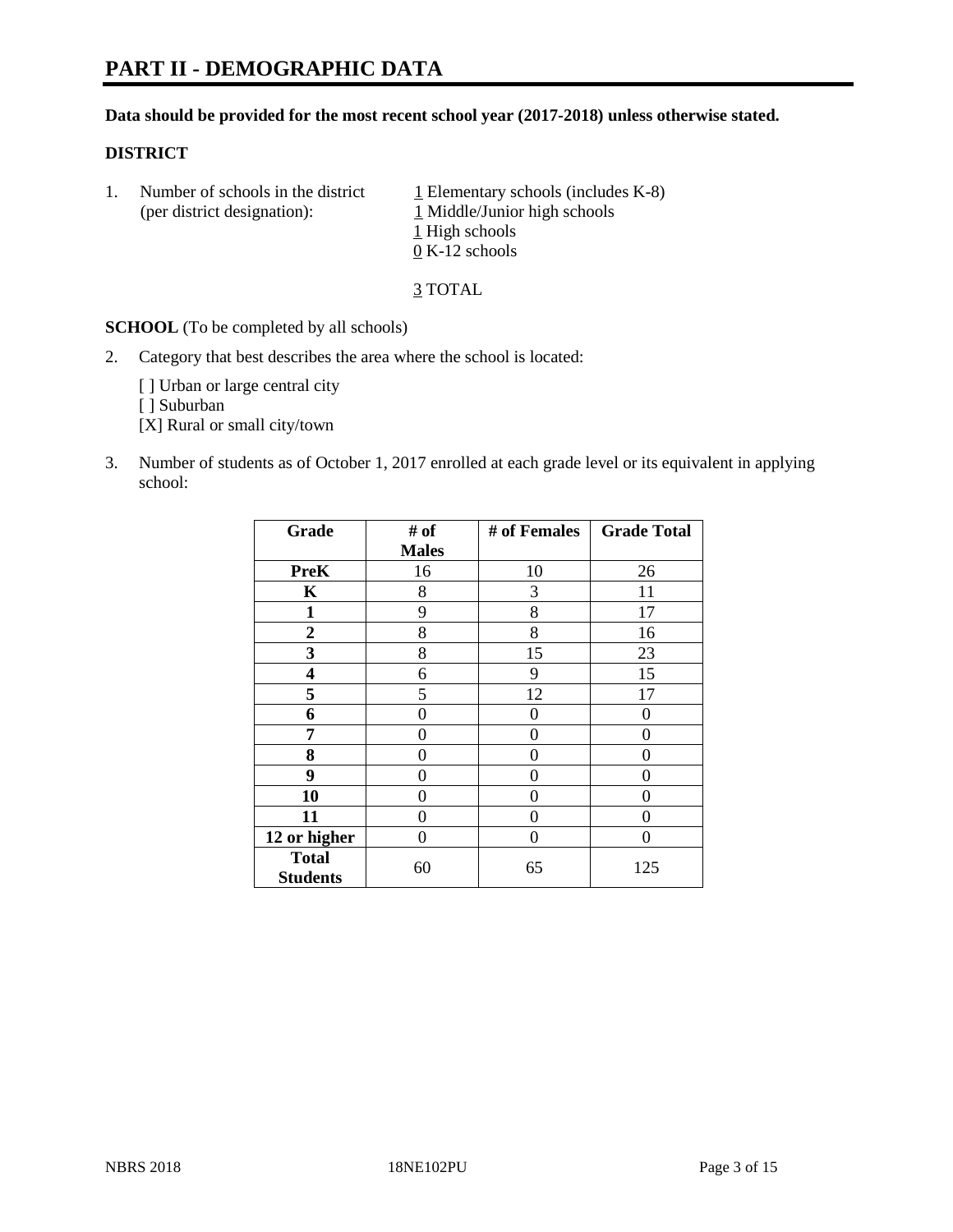# PART II - DEMOGRAPHIC DATA

**Data should be provided for the most recent school year (2017-2018) unless otherwise stated.**

**DISTRICT**

1. Number of schools in the district (per district designation):
   1 Elementary schools (includes K-8)
   1 Middle/Junior high schools
   1 High schools
   0 K-12 schools

   3 TOTAL

**SCHOOL** (To be completed by all schools)

2. Category that best describes the area where the school is located:

   [ ] Urban or large central city
   [ ] Suburban
   [X] Rural or small city/town

3. Number of students as of October 1, 2017 enrolled at each grade level or its equivalent in applying school:

| Grade | # of Males | # of Females | Grade Total |
|---|---|---|---|
| PreK | 16 | 10 | 26 |
| K | 8 | 3 | 11 |
| 1 | 9 | 8 | 17 |
| 2 | 8 | 8 | 16 |
| 3 | 8 | 15 | 23 |
| 4 | 6 | 9 | 15 |
| 5 | 5 | 12 | 17 |
| 6 | 0 | 0 | 0 |
| 7 | 0 | 0 | 0 |
| 8 | 0 | 0 | 0 |
| 9 | 0 | 0 | 0 |
| 10 | 0 | 0 | 0 |
| 11 | 0 | 0 | 0 |
| 12 or higher | 0 | 0 | 0 |
| Total Students | 60 | 65 | 125 |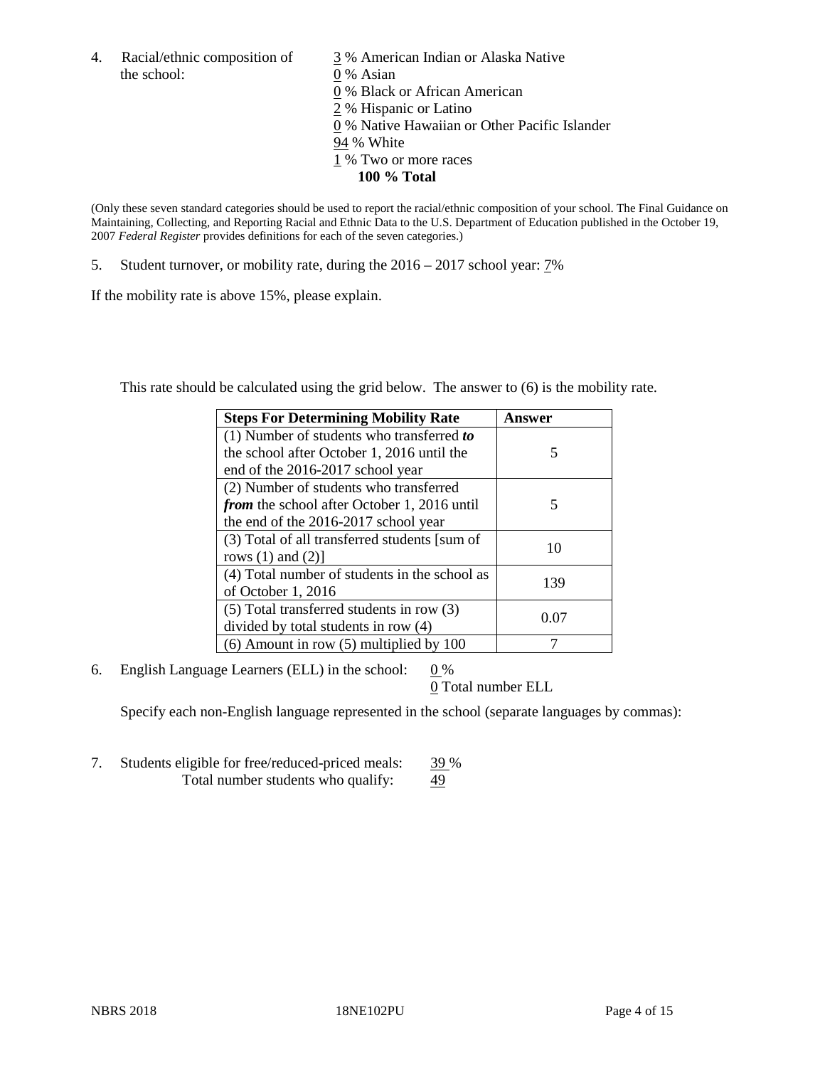4. Racial/ethnic composition of the school:

3 % American Indian or Alaska Native
0 % Asian
0 % Black or African American
2 % Hispanic or Latino
0 % Native Hawaiian or Other Pacific Islander
94 % White
1 % Two or more races
**100 % Total**

(Only these seven standard categories should be used to report the racial/ethnic composition of your school. The Final Guidance on Maintaining, Collecting, and Reporting Racial and Ethnic Data to the U.S. Department of Education published in the October 19, 2007 *Federal Register* provides definitions for each of the seven categories.)

5. Student turnover, or mobility rate, during the 2016 – 2017 school year: 7%

If the mobility rate is above 15%, please explain.

This rate should be calculated using the grid below. The answer to (6) is the mobility rate.

| Steps For Determining Mobility Rate | Answer |
|---|---|
| (1) Number of students who transferred ***to*** the school after October 1, 2016 until the end of the 2016-2017 school year | 5 |
| (2) Number of students who transferred ***from*** the school after October 1, 2016 until the end of the 2016-2017 school year | 5 |
| (3) Total of all transferred students [sum of rows (1) and (2)] | 10 |
| (4) Total number of students in the school as of October 1, 2016 | 139 |
| (5) Total transferred students in row (3) divided by total students in row (4) | 0.07 |
| (6) Amount in row (5) multiplied by 100 | 7 |

6. English Language Learners (ELL) in the school: 0 %
0 Total number ELL

Specify each non-English language represented in the school (separate languages by commas):

7. Students eligible for free/reduced-priced meals: 39 %
Total number students who qualify: 49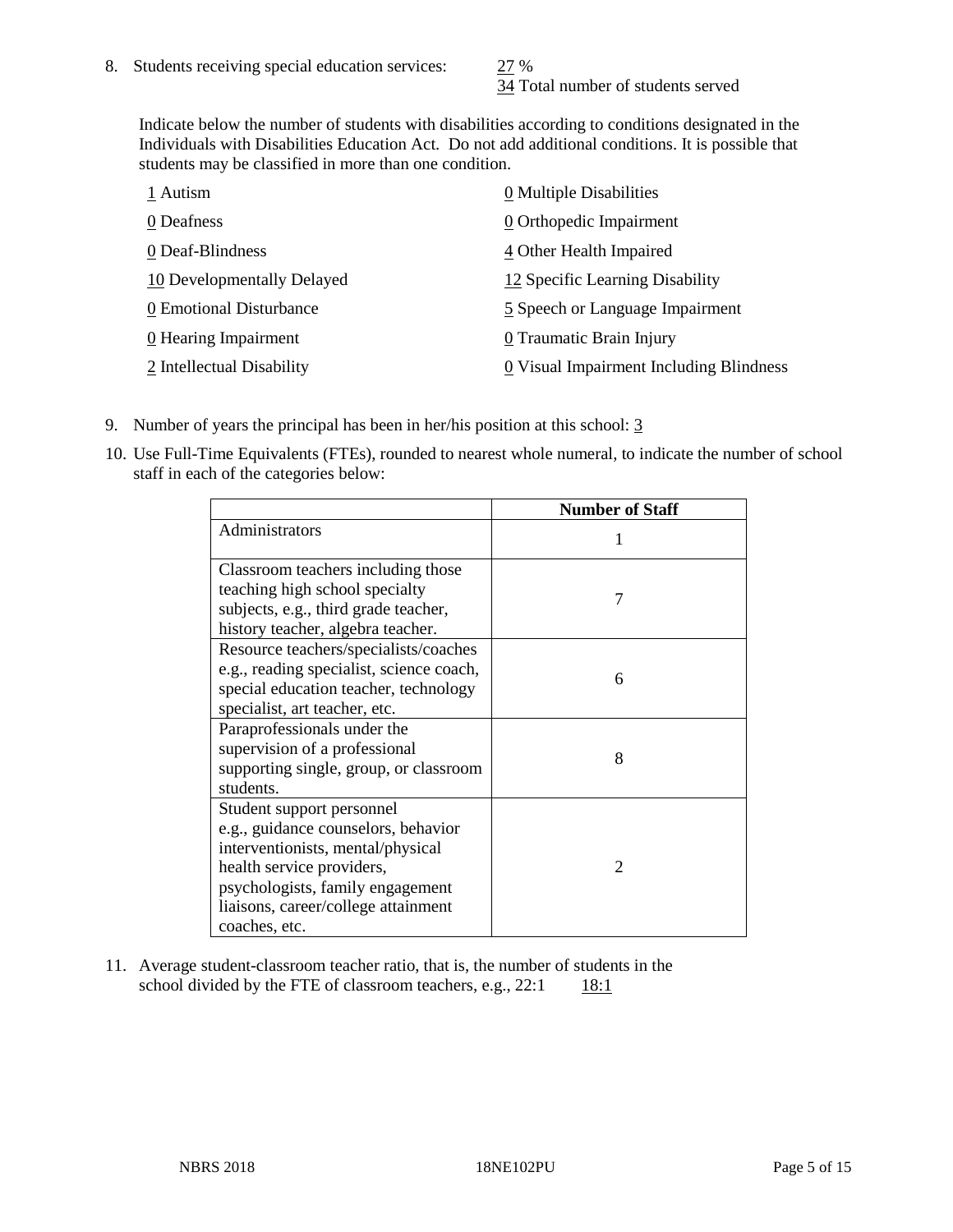8. Students receiving special education services: 27 %
   34 Total number of students served

   Indicate below the number of students with disabilities according to conditions designated in the Individuals with Disabilities Education Act. Do not add additional conditions. It is possible that students may be classified in more than one condition.

   1 Autism
   0 Deafness
   0 Deaf-Blindness
   10 Developmentally Delayed
   0 Emotional Disturbance
   0 Hearing Impairment
   2 Intellectual Disability
   0 Multiple Disabilities
   0 Orthopedic Impairment
   4 Other Health Impaired
   12 Specific Learning Disability
   5 Speech or Language Impairment
   0 Traumatic Brain Injury
   0 Visual Impairment Including Blindness

9. Number of years the principal has been in her/his position at this school: 3

10. Use Full-Time Equivalents (FTEs), rounded to nearest whole numeral, to indicate the number of school staff in each of the categories below:

| | Number of Staff |
|---|---|
| Administrators | 1 |
| Classroom teachers including those teaching high school specialty subjects, e.g., third grade teacher, history teacher, algebra teacher. | 7 |
| Resource teachers/specialists/coaches e.g., reading specialist, science coach, special education teacher, technology specialist, art teacher, etc. | 6 |
| Paraprofessionals under the supervision of a professional supporting single, group, or classroom students. | 8 |
| Student support personnel e.g., guidance counselors, behavior interventionists, mental/physical health service providers, psychologists, family engagement liaisons, career/college attainment coaches, etc. | 2 |

11. Average student-classroom teacher ratio, that is, the number of students in the school divided by the FTE of classroom teachers, e.g., 22:1 18:1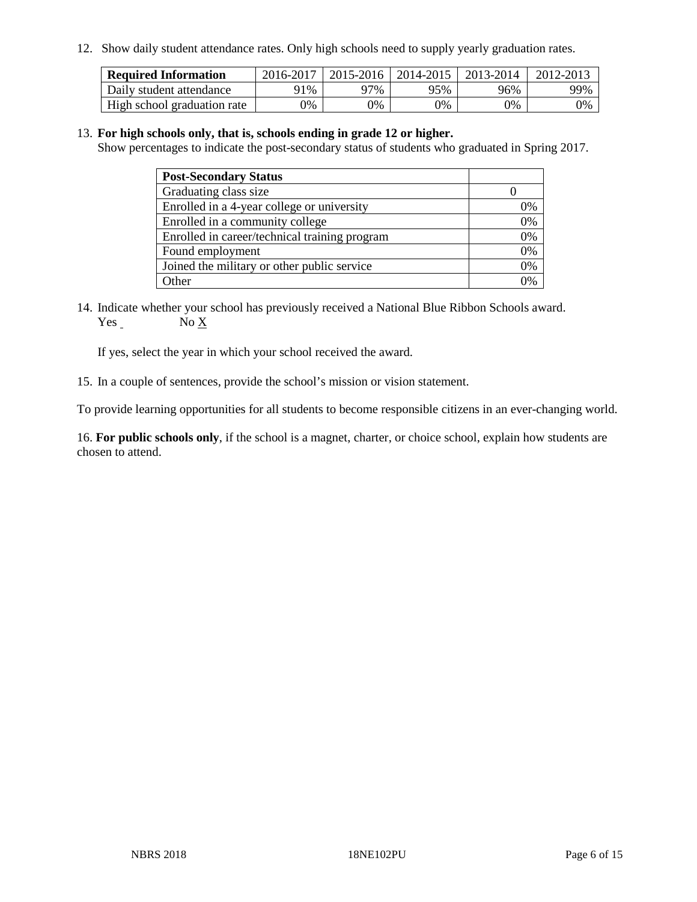12. Show daily student attendance rates. Only high schools need to supply yearly graduation rates.

| Required Information | 2016-2017 | 2015-2016 | 2014-2015 | 2013-2014 | 2012-2013 |
|---|---|---|---|---|---|
| Daily student attendance | 91% | 97% | 95% | 96% | 99% |
| High school graduation rate | 0% | 0% | 0% | 0% | 0% |

13. **For high schools only, that is, schools ending in grade 12 or higher.**
Show percentages to indicate the post-secondary status of students who graduated in Spring 2017.

| Post-Secondary Status | |
|---|---|
| Graduating class size | 0 |
| Enrolled in a 4-year college or university | 0% |
| Enrolled in a community college | 0% |
| Enrolled in career/technical training program | 0% |
| Found employment | 0% |
| Joined the military or other public service | 0% |
| Other | 0% |

14. Indicate whether your school has previously received a National Blue Ribbon Schools award.
Yes \_ No X

If yes, select the year in which your school received the award.

15. In a couple of sentences, provide the school's mission or vision statement.

To provide learning opportunities for all students to become responsible citizens in an ever-changing world.

16. **For public schools only**, if the school is a magnet, charter, or choice school, explain how students are chosen to attend.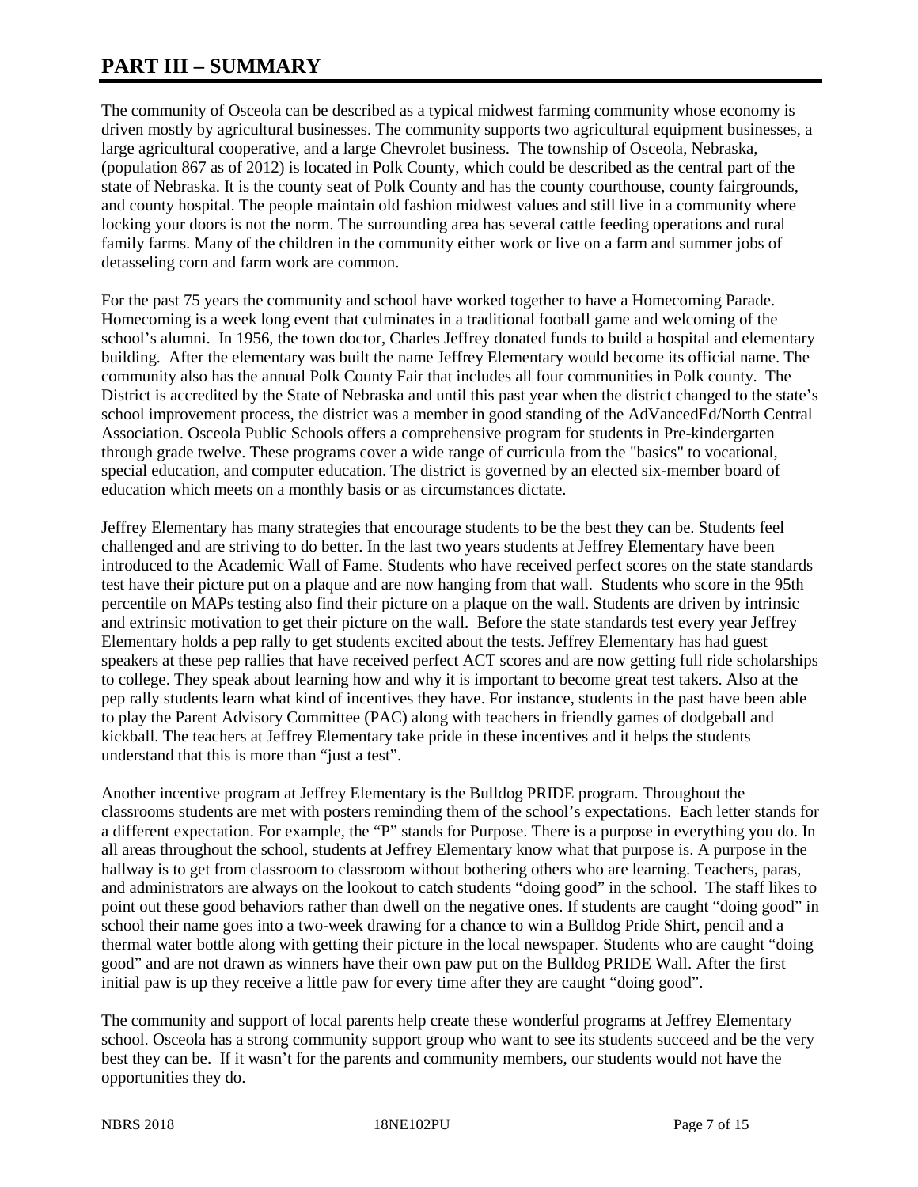# PART III – SUMMARY

The community of Osceola can be described as a typical midwest farming community whose economy is driven mostly by agricultural businesses. The community supports two agricultural equipment businesses, a large agricultural cooperative, and a large Chevrolet business. The township of Osceola, Nebraska, (population 867 as of 2012) is located in Polk County, which could be described as the central part of the state of Nebraska. It is the county seat of Polk County and has the county courthouse, county fairgrounds, and county hospital. The people maintain old fashion midwest values and still live in a community where locking your doors is not the norm. The surrounding area has several cattle feeding operations and rural family farms. Many of the children in the community either work or live on a farm and summer jobs of detasseling corn and farm work are common.

For the past 75 years the community and school have worked together to have a Homecoming Parade. Homecoming is a week long event that culminates in a traditional football game and welcoming of the school's alumni. In 1956, the town doctor, Charles Jeffrey donated funds to build a hospital and elementary building. After the elementary was built the name Jeffrey Elementary would become its official name. The community also has the annual Polk County Fair that includes all four communities in Polk county. The District is accredited by the State of Nebraska and until this past year when the district changed to the state's school improvement process, the district was a member in good standing of the AdVancedEd/North Central Association. Osceola Public Schools offers a comprehensive program for students in Pre-kindergarten through grade twelve. These programs cover a wide range of curricula from the "basics" to vocational, special education, and computer education. The district is governed by an elected six-member board of education which meets on a monthly basis or as circumstances dictate.

Jeffrey Elementary has many strategies that encourage students to be the best they can be. Students feel challenged and are striving to do better. In the last two years students at Jeffrey Elementary have been introduced to the Academic Wall of Fame. Students who have received perfect scores on the state standards test have their picture put on a plaque and are now hanging from that wall. Students who score in the 95th percentile on MAPs testing also find their picture on a plaque on the wall. Students are driven by intrinsic and extrinsic motivation to get their picture on the wall. Before the state standards test every year Jeffrey Elementary holds a pep rally to get students excited about the tests. Jeffrey Elementary has had guest speakers at these pep rallies that have received perfect ACT scores and are now getting full ride scholarships to college. They speak about learning how and why it is important to become great test takers. Also at the pep rally students learn what kind of incentives they have. For instance, students in the past have been able to play the Parent Advisory Committee (PAC) along with teachers in friendly games of dodgeball and kickball. The teachers at Jeffrey Elementary take pride in these incentives and it helps the students understand that this is more than "just a test".

Another incentive program at Jeffrey Elementary is the Bulldog PRIDE program. Throughout the classrooms students are met with posters reminding them of the school's expectations. Each letter stands for a different expectation. For example, the "P" stands for Purpose. There is a purpose in everything you do. In all areas throughout the school, students at Jeffrey Elementary know what that purpose is. A purpose in the hallway is to get from classroom to classroom without bothering others who are learning. Teachers, paras, and administrators are always on the lookout to catch students "doing good" in the school. The staff likes to point out these good behaviors rather than dwell on the negative ones. If students are caught "doing good" in school their name goes into a two-week drawing for a chance to win a Bulldog Pride Shirt, pencil and a thermal water bottle along with getting their picture in the local newspaper. Students who are caught "doing good" and are not drawn as winners have their own paw put on the Bulldog PRIDE Wall. After the first initial paw is up they receive a little paw for every time after they are caught "doing good".

The community and support of local parents help create these wonderful programs at Jeffrey Elementary school. Osceola has a strong community support group who want to see its students succeed and be the very best they can be. If it wasn't for the parents and community members, our students would not have the opportunities they do.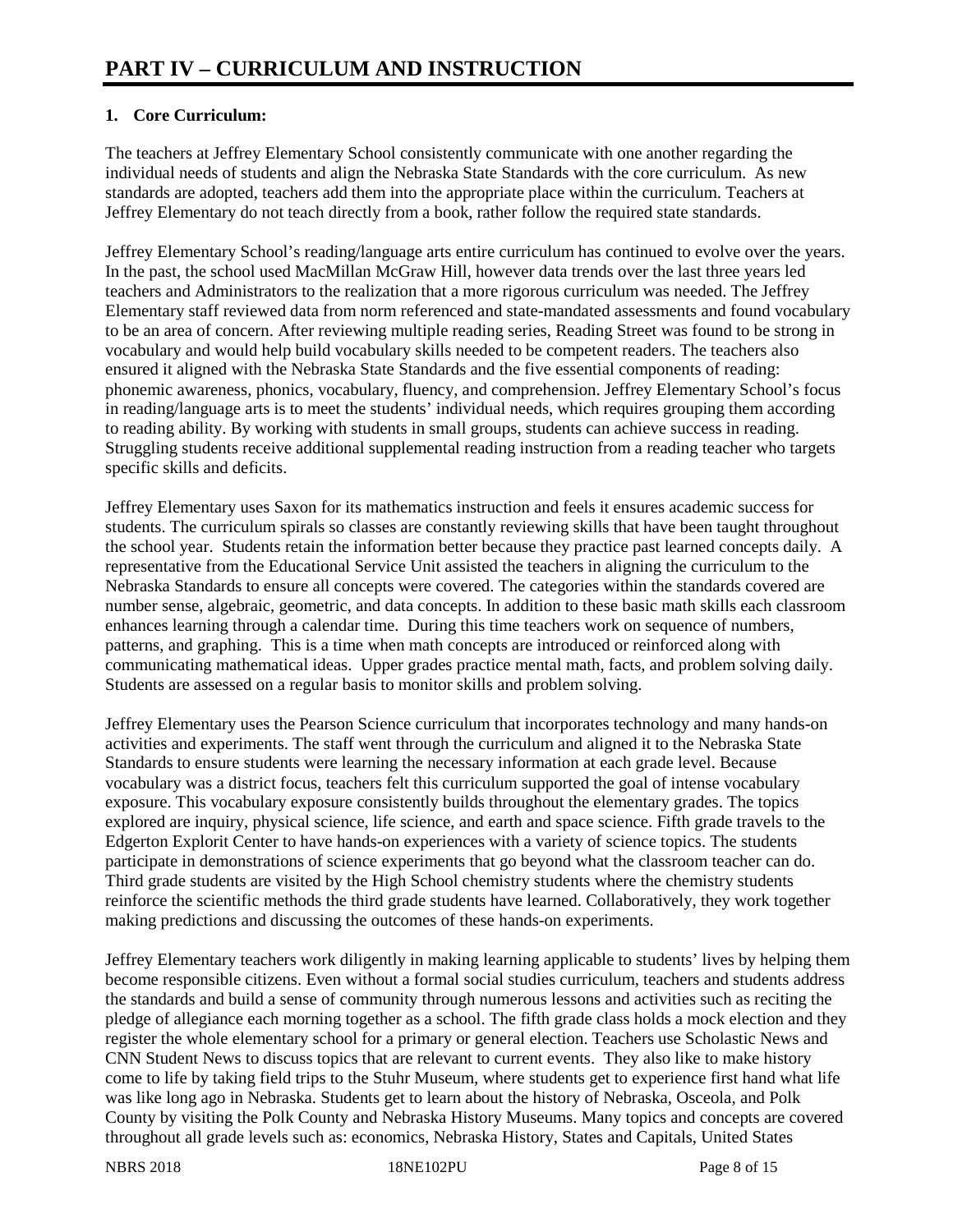# PART IV – CURRICULUM AND INSTRUCTION

**1. Core Curriculum:**

The teachers at Jeffrey Elementary School consistently communicate with one another regarding the individual needs of students and align the Nebraska State Standards with the core curriculum. As new standards are adopted, teachers add them into the appropriate place within the curriculum. Teachers at Jeffrey Elementary do not teach directly from a book, rather follow the required state standards.

Jeffrey Elementary School's reading/language arts entire curriculum has continued to evolve over the years. In the past, the school used MacMillan McGraw Hill, however data trends over the last three years led teachers and Administrators to the realization that a more rigorous curriculum was needed. The Jeffrey Elementary staff reviewed data from norm referenced and state-mandated assessments and found vocabulary to be an area of concern. After reviewing multiple reading series, Reading Street was found to be strong in vocabulary and would help build vocabulary skills needed to be competent readers. The teachers also ensured it aligned with the Nebraska State Standards and the five essential components of reading: phonemic awareness, phonics, vocabulary, fluency, and comprehension. Jeffrey Elementary School's focus in reading/language arts is to meet the students' individual needs, which requires grouping them according to reading ability. By working with students in small groups, students can achieve success in reading. Struggling students receive additional supplemental reading instruction from a reading teacher who targets specific skills and deficits.

Jeffrey Elementary uses Saxon for its mathematics instruction and feels it ensures academic success for students. The curriculum spirals so classes are constantly reviewing skills that have been taught throughout the school year. Students retain the information better because they practice past learned concepts daily. A representative from the Educational Service Unit assisted the teachers in aligning the curriculum to the Nebraska Standards to ensure all concepts were covered. The categories within the standards covered are number sense, algebraic, geometric, and data concepts. In addition to these basic math skills each classroom enhances learning through a calendar time. During this time teachers work on sequence of numbers, patterns, and graphing. This is a time when math concepts are introduced or reinforced along with communicating mathematical ideas. Upper grades practice mental math, facts, and problem solving daily. Students are assessed on a regular basis to monitor skills and problem solving.

Jeffrey Elementary uses the Pearson Science curriculum that incorporates technology and many hands-on activities and experiments. The staff went through the curriculum and aligned it to the Nebraska State Standards to ensure students were learning the necessary information at each grade level. Because vocabulary was a district focus, teachers felt this curriculum supported the goal of intense vocabulary exposure. This vocabulary exposure consistently builds throughout the elementary grades. The topics explored are inquiry, physical science, life science, and earth and space science. Fifth grade travels to the Edgerton Explorit Center to have hands-on experiences with a variety of science topics. The students participate in demonstrations of science experiments that go beyond what the classroom teacher can do. Third grade students are visited by the High School chemistry students where the chemistry students reinforce the scientific methods the third grade students have learned. Collaboratively, they work together making predictions and discussing the outcomes of these hands-on experiments.

Jeffrey Elementary teachers work diligently in making learning applicable to students' lives by helping them become responsible citizens. Even without a formal social studies curriculum, teachers and students address the standards and build a sense of community through numerous lessons and activities such as reciting the pledge of allegiance each morning together as a school. The fifth grade class holds a mock election and they register the whole elementary school for a primary or general election. Teachers use Scholastic News and CNN Student News to discuss topics that are relevant to current events. They also like to make history come to life by taking field trips to the Stuhr Museum, where students get to experience first hand what life was like long ago in Nebraska. Students get to learn about the history of Nebraska, Osceola, and Polk County by visiting the Polk County and Nebraska History Museums. Many topics and concepts are covered throughout all grade levels such as: economics, Nebraska History, States and Capitals, United States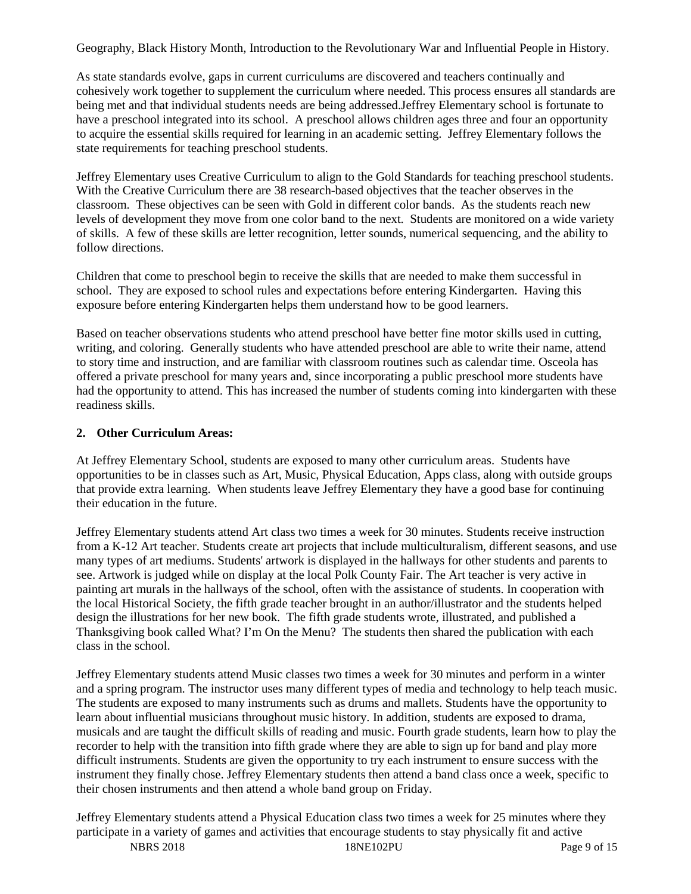Geography, Black History Month, Introduction to the Revolutionary War and Influential People in History.

As state standards evolve, gaps in current curriculums are discovered and teachers continually and cohesively work together to supplement the curriculum where needed. This process ensures all standards are being met and that individual students needs are being addressed.Jeffrey Elementary school is fortunate to have a preschool integrated into its school. A preschool allows children ages three and four an opportunity to acquire the essential skills required for learning in an academic setting. Jeffrey Elementary follows the state requirements for teaching preschool students.

Jeffrey Elementary uses Creative Curriculum to align to the Gold Standards for teaching preschool students. With the Creative Curriculum there are 38 research-based objectives that the teacher observes in the classroom. These objectives can be seen with Gold in different color bands. As the students reach new levels of development they move from one color band to the next. Students are monitored on a wide variety of skills. A few of these skills are letter recognition, letter sounds, numerical sequencing, and the ability to follow directions.

Children that come to preschool begin to receive the skills that are needed to make them successful in school. They are exposed to school rules and expectations before entering Kindergarten. Having this exposure before entering Kindergarten helps them understand how to be good learners.

Based on teacher observations students who attend preschool have better fine motor skills used in cutting, writing, and coloring. Generally students who have attended preschool are able to write their name, attend to story time and instruction, and are familiar with classroom routines such as calendar time. Osceola has offered a private preschool for many years and, since incorporating a public preschool more students have had the opportunity to attend. This has increased the number of students coming into kindergarten with these readiness skills.

**2. Other Curriculum Areas:**

At Jeffrey Elementary School, students are exposed to many other curriculum areas. Students have opportunities to be in classes such as Art, Music, Physical Education, Apps class, along with outside groups that provide extra learning. When students leave Jeffrey Elementary they have a good base for continuing their education in the future.

Jeffrey Elementary students attend Art class two times a week for 30 minutes. Students receive instruction from a K-12 Art teacher. Students create art projects that include multiculturalism, different seasons, and use many types of art mediums. Students' artwork is displayed in the hallways for other students and parents to see. Artwork is judged while on display at the local Polk County Fair. The Art teacher is very active in painting art murals in the hallways of the school, often with the assistance of students. In cooperation with the local Historical Society, the fifth grade teacher brought in an author/illustrator and the students helped design the illustrations for her new book. The fifth grade students wrote, illustrated, and published a Thanksgiving book called What? I'm On the Menu? The students then shared the publication with each class in the school.

Jeffrey Elementary students attend Music classes two times a week for 30 minutes and perform in a winter and a spring program. The instructor uses many different types of media and technology to help teach music. The students are exposed to many instruments such as drums and mallets. Students have the opportunity to learn about influential musicians throughout music history. In addition, students are exposed to drama, musicals and are taught the difficult skills of reading and music. Fourth grade students, learn how to play the recorder to help with the transition into fifth grade where they are able to sign up for band and play more difficult instruments. Students are given the opportunity to try each instrument to ensure success with the instrument they finally chose. Jeffrey Elementary students then attend a band class once a week, specific to their chosen instruments and then attend a whole band group on Friday.

Jeffrey Elementary students attend a Physical Education class two times a week for 25 minutes where they participate in a variety of games and activities that encourage students to stay physically fit and active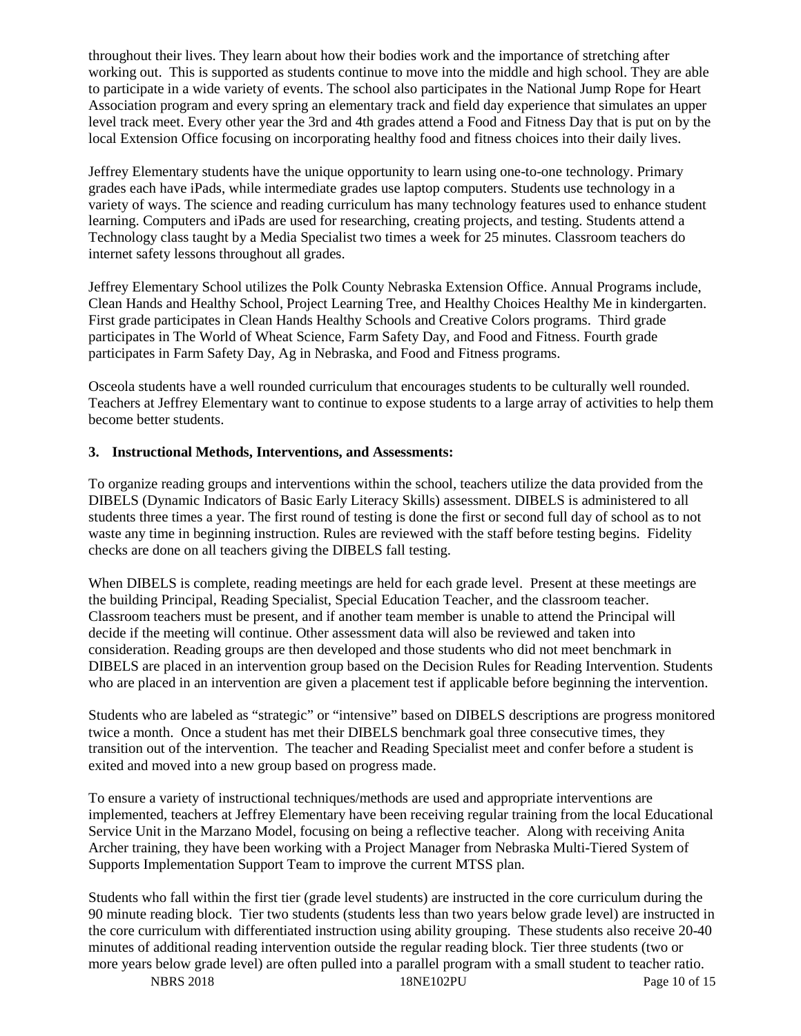throughout their lives. They learn about how their bodies work and the importance of stretching after working out. This is supported as students continue to move into the middle and high school. They are able to participate in a wide variety of events. The school also participates in the National Jump Rope for Heart Association program and every spring an elementary track and field day experience that simulates an upper level track meet. Every other year the 3rd and 4th grades attend a Food and Fitness Day that is put on by the local Extension Office focusing on incorporating healthy food and fitness choices into their daily lives.

Jeffrey Elementary students have the unique opportunity to learn using one-to-one technology. Primary grades each have iPads, while intermediate grades use laptop computers. Students use technology in a variety of ways. The science and reading curriculum has many technology features used to enhance student learning. Computers and iPads are used for researching, creating projects, and testing. Students attend a Technology class taught by a Media Specialist two times a week for 25 minutes. Classroom teachers do internet safety lessons throughout all grades.

Jeffrey Elementary School utilizes the Polk County Nebraska Extension Office. Annual Programs include, Clean Hands and Healthy School, Project Learning Tree, and Healthy Choices Healthy Me in kindergarten. First grade participates in Clean Hands Healthy Schools and Creative Colors programs. Third grade participates in The World of Wheat Science, Farm Safety Day, and Food and Fitness. Fourth grade participates in Farm Safety Day, Ag in Nebraska, and Food and Fitness programs.

Osceola students have a well rounded curriculum that encourages students to be culturally well rounded. Teachers at Jeffrey Elementary want to continue to expose students to a large array of activities to help them become better students.

**3. Instructional Methods, Interventions, and Assessments:**

To organize reading groups and interventions within the school, teachers utilize the data provided from the DIBELS (Dynamic Indicators of Basic Early Literacy Skills) assessment. DIBELS is administered to all students three times a year. The first round of testing is done the first or second full day of school as to not waste any time in beginning instruction. Rules are reviewed with the staff before testing begins. Fidelity checks are done on all teachers giving the DIBELS fall testing.

When DIBELS is complete, reading meetings are held for each grade level. Present at these meetings are the building Principal, Reading Specialist, Special Education Teacher, and the classroom teacher. Classroom teachers must be present, and if another team member is unable to attend the Principal will decide if the meeting will continue. Other assessment data will also be reviewed and taken into consideration. Reading groups are then developed and those students who did not meet benchmark in DIBELS are placed in an intervention group based on the Decision Rules for Reading Intervention. Students who are placed in an intervention are given a placement test if applicable before beginning the intervention.

Students who are labeled as "strategic" or "intensive" based on DIBELS descriptions are progress monitored twice a month. Once a student has met their DIBELS benchmark goal three consecutive times, they transition out of the intervention. The teacher and Reading Specialist meet and confer before a student is exited and moved into a new group based on progress made.

To ensure a variety of instructional techniques/methods are used and appropriate interventions are implemented, teachers at Jeffrey Elementary have been receiving regular training from the local Educational Service Unit in the Marzano Model, focusing on being a reflective teacher. Along with receiving Anita Archer training, they have been working with a Project Manager from Nebraska Multi-Tiered System of Supports Implementation Support Team to improve the current MTSS plan.

Students who fall within the first tier (grade level students) are instructed in the core curriculum during the 90 minute reading block. Tier two students (students less than two years below grade level) are instructed in the core curriculum with differentiated instruction using ability grouping. These students also receive 20-40 minutes of additional reading intervention outside the regular reading block. Tier three students (two or more years below grade level) are often pulled into a parallel program with a small student to teacher ratio.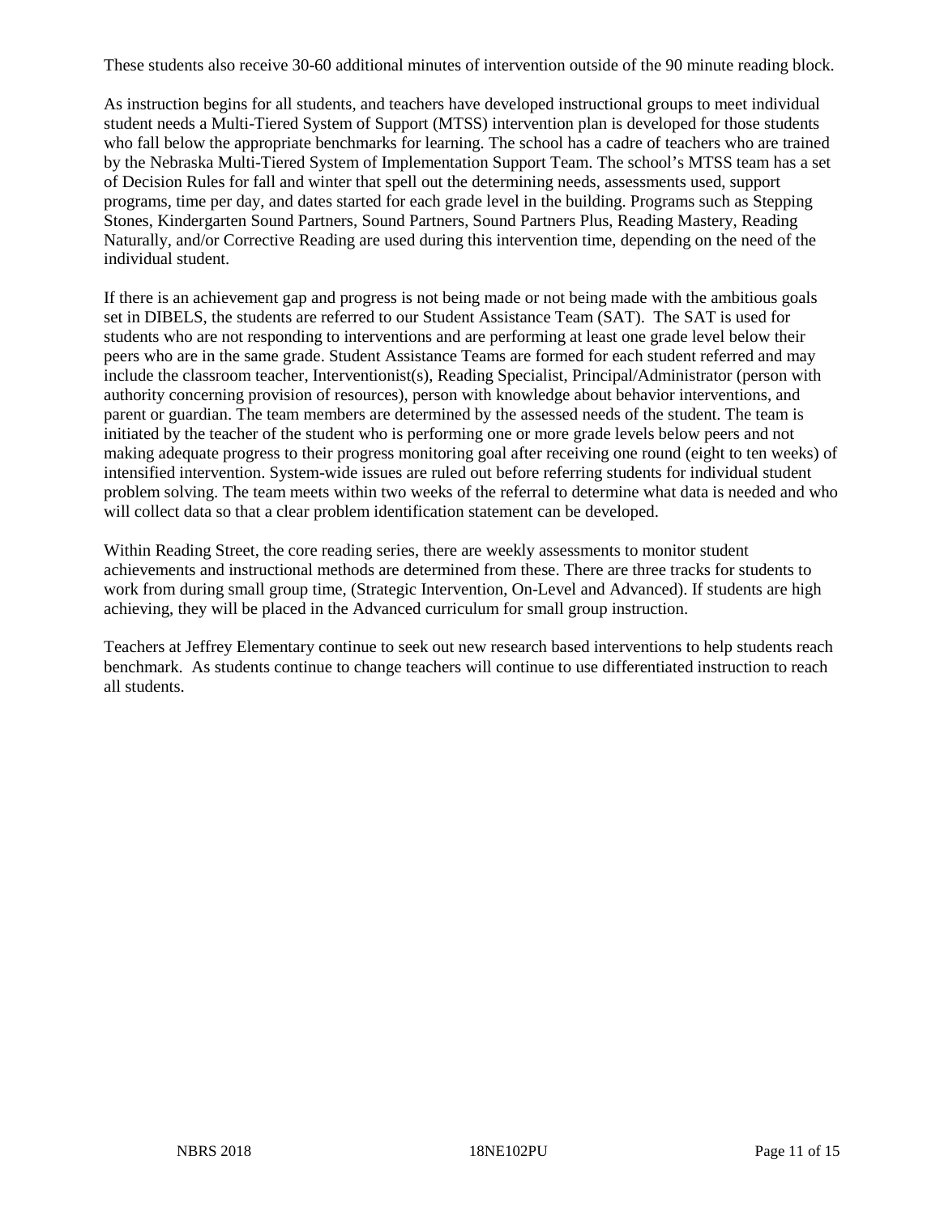These students also receive 30-60 additional minutes of intervention outside of the 90 minute reading block.

As instruction begins for all students, and teachers have developed instructional groups to meet individual student needs a Multi-Tiered System of Support (MTSS) intervention plan is developed for those students who fall below the appropriate benchmarks for learning. The school has a cadre of teachers who are trained by the Nebraska Multi-Tiered System of Implementation Support Team. The school's MTSS team has a set of Decision Rules for fall and winter that spell out the determining needs, assessments used, support programs, time per day, and dates started for each grade level in the building. Programs such as Stepping Stones, Kindergarten Sound Partners, Sound Partners, Sound Partners Plus, Reading Mastery, Reading Naturally, and/or Corrective Reading are used during this intervention time, depending on the need of the individual student.

If there is an achievement gap and progress is not being made or not being made with the ambitious goals set in DIBELS, the students are referred to our Student Assistance Team (SAT). The SAT is used for students who are not responding to interventions and are performing at least one grade level below their peers who are in the same grade. Student Assistance Teams are formed for each student referred and may include the classroom teacher, Interventionist(s), Reading Specialist, Principal/Administrator (person with authority concerning provision of resources), person with knowledge about behavior interventions, and parent or guardian. The team members are determined by the assessed needs of the student. The team is initiated by the teacher of the student who is performing one or more grade levels below peers and not making adequate progress to their progress monitoring goal after receiving one round (eight to ten weeks) of intensified intervention. System-wide issues are ruled out before referring students for individual student problem solving. The team meets within two weeks of the referral to determine what data is needed and who will collect data so that a clear problem identification statement can be developed.

Within Reading Street, the core reading series, there are weekly assessments to monitor student achievements and instructional methods are determined from these. There are three tracks for students to work from during small group time, (Strategic Intervention, On-Level and Advanced). If students are high achieving, they will be placed in the Advanced curriculum for small group instruction.

Teachers at Jeffrey Elementary continue to seek out new research based interventions to help students reach benchmark. As students continue to change teachers will continue to use differentiated instruction to reach all students.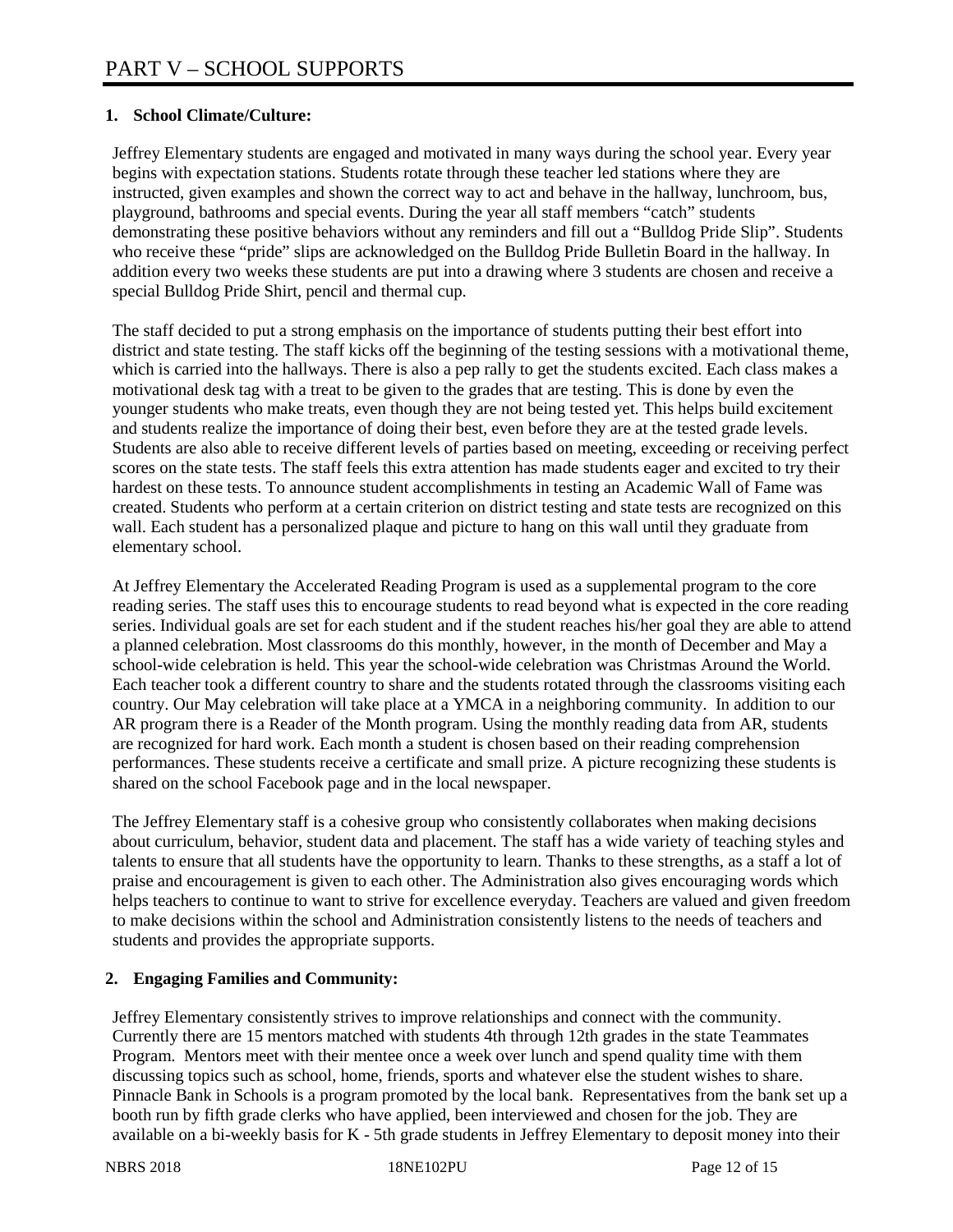# PART V – SCHOOL SUPPORTS

## 1. School Climate/Culture:

Jeffrey Elementary students are engaged and motivated in many ways during the school year. Every year begins with expectation stations. Students rotate through these teacher led stations where they are instructed, given examples and shown the correct way to act and behave in the hallway, lunchroom, bus, playground, bathrooms and special events. During the year all staff members "catch" students demonstrating these positive behaviors without any reminders and fill out a "Bulldog Pride Slip". Students who receive these "pride" slips are acknowledged on the Bulldog Pride Bulletin Board in the hallway. In addition every two weeks these students are put into a drawing where 3 students are chosen and receive a special Bulldog Pride Shirt, pencil and thermal cup.

The staff decided to put a strong emphasis on the importance of students putting their best effort into district and state testing. The staff kicks off the beginning of the testing sessions with a motivational theme, which is carried into the hallways. There is also a pep rally to get the students excited. Each class makes a motivational desk tag with a treat to be given to the grades that are testing. This is done by even the younger students who make treats, even though they are not being tested yet. This helps build excitement and students realize the importance of doing their best, even before they are at the tested grade levels. Students are also able to receive different levels of parties based on meeting, exceeding or receiving perfect scores on the state tests. The staff feels this extra attention has made students eager and excited to try their hardest on these tests. To announce student accomplishments in testing an Academic Wall of Fame was created. Students who perform at a certain criterion on district testing and state tests are recognized on this wall. Each student has a personalized plaque and picture to hang on this wall until they graduate from elementary school.

At Jeffrey Elementary the Accelerated Reading Program is used as a supplemental program to the core reading series. The staff uses this to encourage students to read beyond what is expected in the core reading series. Individual goals are set for each student and if the student reaches his/her goal they are able to attend a planned celebration. Most classrooms do this monthly, however, in the month of December and May a school-wide celebration is held. This year the school-wide celebration was Christmas Around the World. Each teacher took a different country to share and the students rotated through the classrooms visiting each country. Our May celebration will take place at a YMCA in a neighboring community. In addition to our AR program there is a Reader of the Month program. Using the monthly reading data from AR, students are recognized for hard work. Each month a student is chosen based on their reading comprehension performances. These students receive a certificate and small prize. A picture recognizing these students is shared on the school Facebook page and in the local newspaper.

The Jeffrey Elementary staff is a cohesive group who consistently collaborates when making decisions about curriculum, behavior, student data and placement. The staff has a wide variety of teaching styles and talents to ensure that all students have the opportunity to learn. Thanks to these strengths, as a staff a lot of praise and encouragement is given to each other. The Administration also gives encouraging words which helps teachers to continue to want to strive for excellence everyday. Teachers are valued and given freedom to make decisions within the school and Administration consistently listens to the needs of teachers and students and provides the appropriate supports.

## 2. Engaging Families and Community:

Jeffrey Elementary consistently strives to improve relationships and connect with the community. Currently there are 15 mentors matched with students 4th through 12th grades in the state Teammates Program. Mentors meet with their mentee once a week over lunch and spend quality time with them discussing topics such as school, home, friends, sports and whatever else the student wishes to share. Pinnacle Bank in Schools is a program promoted by the local bank. Representatives from the bank set up a booth run by fifth grade clerks who have applied, been interviewed and chosen for the job. They are available on a bi-weekly basis for K - 5th grade students in Jeffrey Elementary to deposit money into their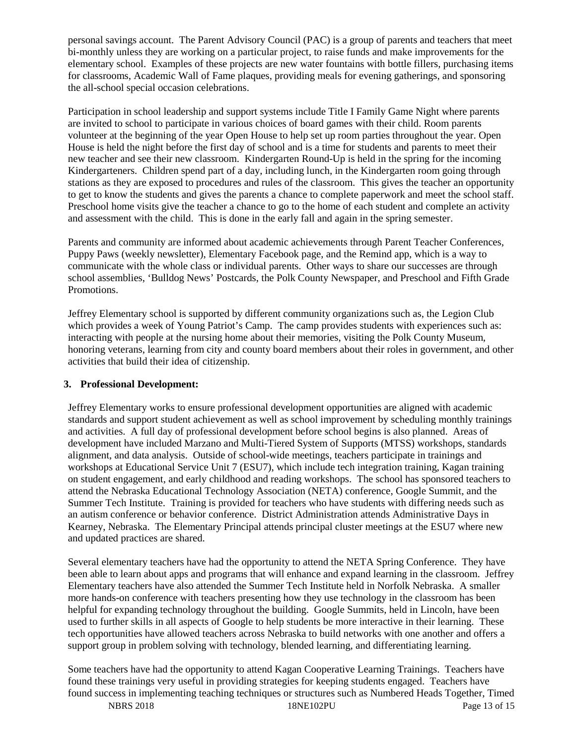personal savings account. The Parent Advisory Council (PAC) is a group of parents and teachers that meet bi-monthly unless they are working on a particular project, to raise funds and make improvements for the elementary school. Examples of these projects are new water fountains with bottle fillers, purchasing items for classrooms, Academic Wall of Fame plaques, providing meals for evening gatherings, and sponsoring the all-school special occasion celebrations.

Participation in school leadership and support systems include Title I Family Game Night where parents are invited to school to participate in various choices of board games with their child. Room parents volunteer at the beginning of the year Open House to help set up room parties throughout the year. Open House is held the night before the first day of school and is a time for students and parents to meet their new teacher and see their new classroom. Kindergarten Round-Up is held in the spring for the incoming Kindergarteners. Children spend part of a day, including lunch, in the Kindergarten room going through stations as they are exposed to procedures and rules of the classroom. This gives the teacher an opportunity to get to know the students and gives the parents a chance to complete paperwork and meet the school staff. Preschool home visits give the teacher a chance to go to the home of each student and complete an activity and assessment with the child. This is done in the early fall and again in the spring semester.

Parents and community are informed about academic achievements through Parent Teacher Conferences, Puppy Paws (weekly newsletter), Elementary Facebook page, and the Remind app, which is a way to communicate with the whole class or individual parents. Other ways to share our successes are through school assemblies, 'Bulldog News' Postcards, the Polk County Newspaper, and Preschool and Fifth Grade Promotions.

Jeffrey Elementary school is supported by different community organizations such as, the Legion Club which provides a week of Young Patriot's Camp. The camp provides students with experiences such as: interacting with people at the nursing home about their memories, visiting the Polk County Museum, honoring veterans, learning from city and county board members about their roles in government, and other activities that build their idea of citizenship.

**3. Professional Development:**

Jeffrey Elementary works to ensure professional development opportunities are aligned with academic standards and support student achievement as well as school improvement by scheduling monthly trainings and activities. A full day of professional development before school begins is also planned. Areas of development have included Marzano and Multi-Tiered System of Supports (MTSS) workshops, standards alignment, and data analysis. Outside of school-wide meetings, teachers participate in trainings and workshops at Educational Service Unit 7 (ESU7), which include tech integration training, Kagan training on student engagement, and early childhood and reading workshops. The school has sponsored teachers to attend the Nebraska Educational Technology Association (NETA) conference, Google Summit, and the Summer Tech Institute. Training is provided for teachers who have students with differing needs such as an autism conference or behavior conference. District Administration attends Administrative Days in Kearney, Nebraska. The Elementary Principal attends principal cluster meetings at the ESU7 where new and updated practices are shared.

Several elementary teachers have had the opportunity to attend the NETA Spring Conference. They have been able to learn about apps and programs that will enhance and expand learning in the classroom. Jeffrey Elementary teachers have also attended the Summer Tech Institute held in Norfolk Nebraska. A smaller more hands-on conference with teachers presenting how they use technology in the classroom has been helpful for expanding technology throughout the building. Google Summits, held in Lincoln, have been used to further skills in all aspects of Google to help students be more interactive in their learning. These tech opportunities have allowed teachers across Nebraska to build networks with one another and offers a support group in problem solving with technology, blended learning, and differentiating learning.

Some teachers have had the opportunity to attend Kagan Cooperative Learning Trainings. Teachers have found these trainings very useful in providing strategies for keeping students engaged. Teachers have found success in implementing teaching techniques or structures such as Numbered Heads Together, Timed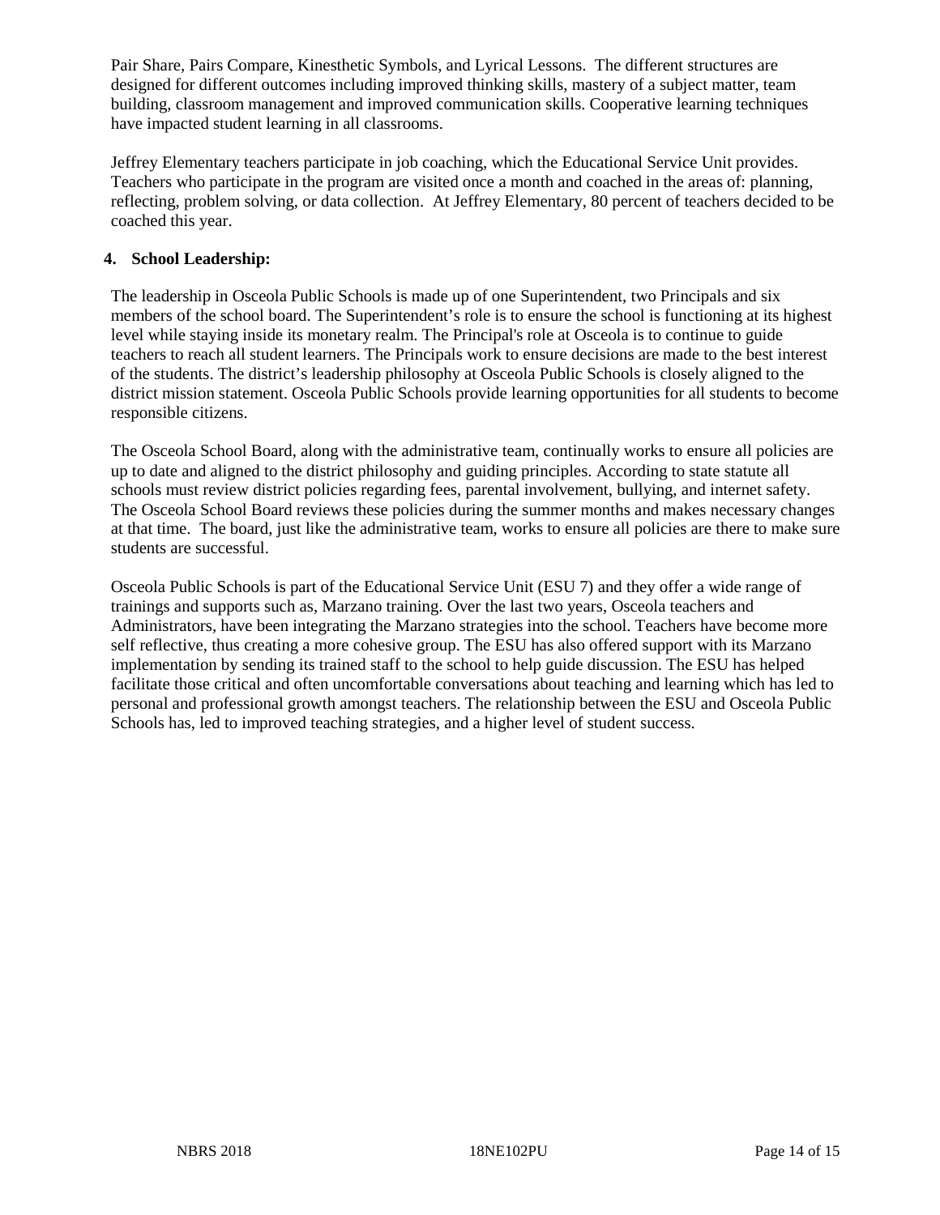Pair Share, Pairs Compare, Kinesthetic Symbols, and Lyrical Lessons. The different structures are designed for different outcomes including improved thinking skills, mastery of a subject matter, team building, classroom management and improved communication skills. Cooperative learning techniques have impacted student learning in all classrooms.

Jeffrey Elementary teachers participate in job coaching, which the Educational Service Unit provides. Teachers who participate in the program are visited once a month and coached in the areas of: planning, reflecting, problem solving, or data collection. At Jeffrey Elementary, 80 percent of teachers decided to be coached this year.

**4. School Leadership:**

The leadership in Osceola Public Schools is made up of one Superintendent, two Principals and six members of the school board. The Superintendent's role is to ensure the school is functioning at its highest level while staying inside its monetary realm. The Principal's role at Osceola is to continue to guide teachers to reach all student learners. The Principals work to ensure decisions are made to the best interest of the students. The district's leadership philosophy at Osceola Public Schools is closely aligned to the district mission statement. Osceola Public Schools provide learning opportunities for all students to become responsible citizens.

The Osceola School Board, along with the administrative team, continually works to ensure all policies are up to date and aligned to the district philosophy and guiding principles. According to state statute all schools must review district policies regarding fees, parental involvement, bullying, and internet safety. The Osceola School Board reviews these policies during the summer months and makes necessary changes at that time. The board, just like the administrative team, works to ensure all policies are there to make sure students are successful.

Osceola Public Schools is part of the Educational Service Unit (ESU 7) and they offer a wide range of trainings and supports such as, Marzano training. Over the last two years, Osceola teachers and Administrators, have been integrating the Marzano strategies into the school. Teachers have become more self reflective, thus creating a more cohesive group. The ESU has also offered support with its Marzano implementation by sending its trained staff to the school to help guide discussion. The ESU has helped facilitate those critical and often uncomfortable conversations about teaching and learning which has led to personal and professional growth amongst teachers. The relationship between the ESU and Osceola Public Schools has, led to improved teaching strategies, and a higher level of student success.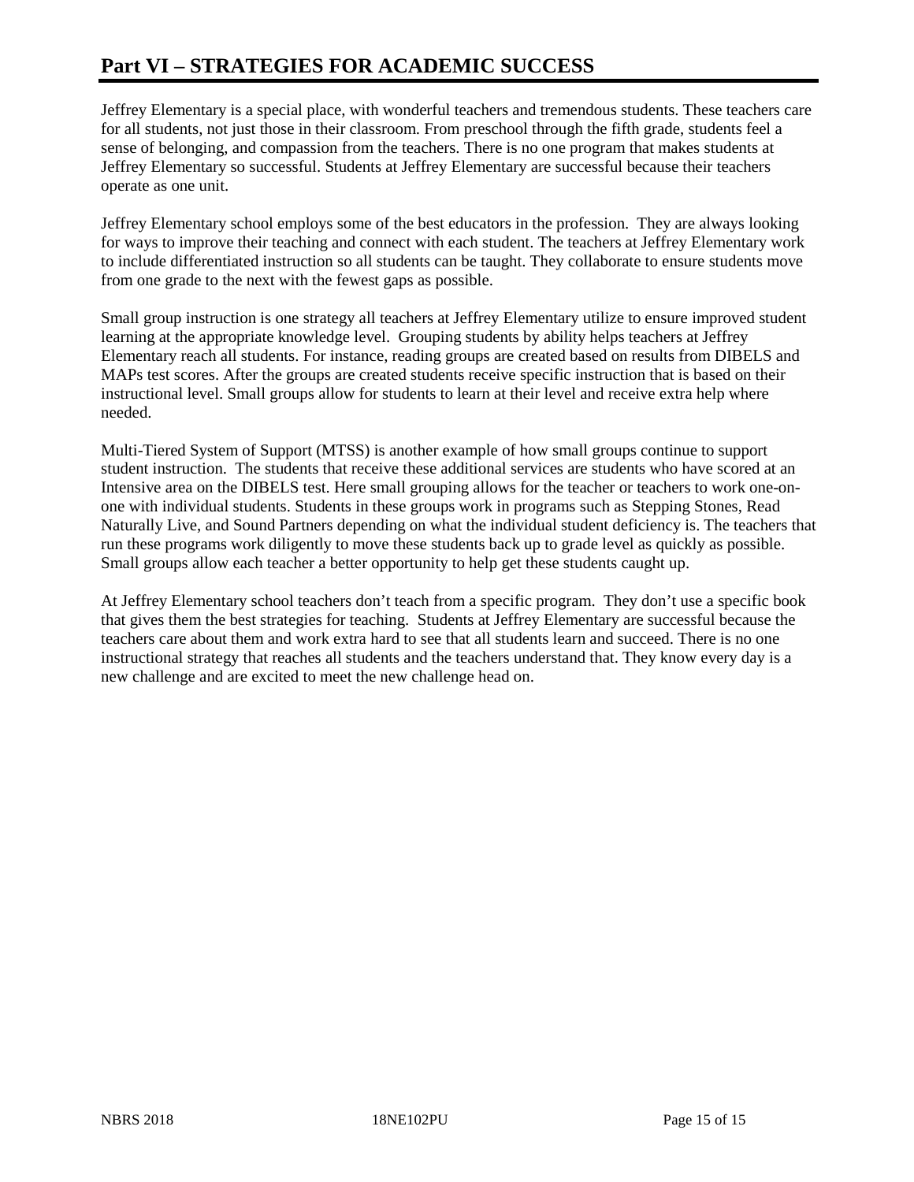# Part VI – STRATEGIES FOR ACADEMIC SUCCESS

Jeffrey Elementary is a special place, with wonderful teachers and tremendous students. These teachers care for all students, not just those in their classroom. From preschool through the fifth grade, students feel a sense of belonging, and compassion from the teachers. There is no one program that makes students at Jeffrey Elementary so successful. Students at Jeffrey Elementary are successful because their teachers operate as one unit.

Jeffrey Elementary school employs some of the best educators in the profession. They are always looking for ways to improve their teaching and connect with each student. The teachers at Jeffrey Elementary work to include differentiated instruction so all students can be taught. They collaborate to ensure students move from one grade to the next with the fewest gaps as possible.

Small group instruction is one strategy all teachers at Jeffrey Elementary utilize to ensure improved student learning at the appropriate knowledge level. Grouping students by ability helps teachers at Jeffrey Elementary reach all students. For instance, reading groups are created based on results from DIBELS and MAPs test scores. After the groups are created students receive specific instruction that is based on their instructional level. Small groups allow for students to learn at their level and receive extra help where needed.

Multi-Tiered System of Support (MTSS) is another example of how small groups continue to support student instruction. The students that receive these additional services are students who have scored at an Intensive area on the DIBELS test. Here small grouping allows for the teacher or teachers to work one-on-one with individual students. Students in these groups work in programs such as Stepping Stones, Read Naturally Live, and Sound Partners depending on what the individual student deficiency is. The teachers that run these programs work diligently to move these students back up to grade level as quickly as possible. Small groups allow each teacher a better opportunity to help get these students caught up.

At Jeffrey Elementary school teachers don't teach from a specific program. They don't use a specific book that gives them the best strategies for teaching. Students at Jeffrey Elementary are successful because the teachers care about them and work extra hard to see that all students learn and succeed. There is no one instructional strategy that reaches all students and the teachers understand that. They know every day is a new challenge and are excited to meet the new challenge head on.